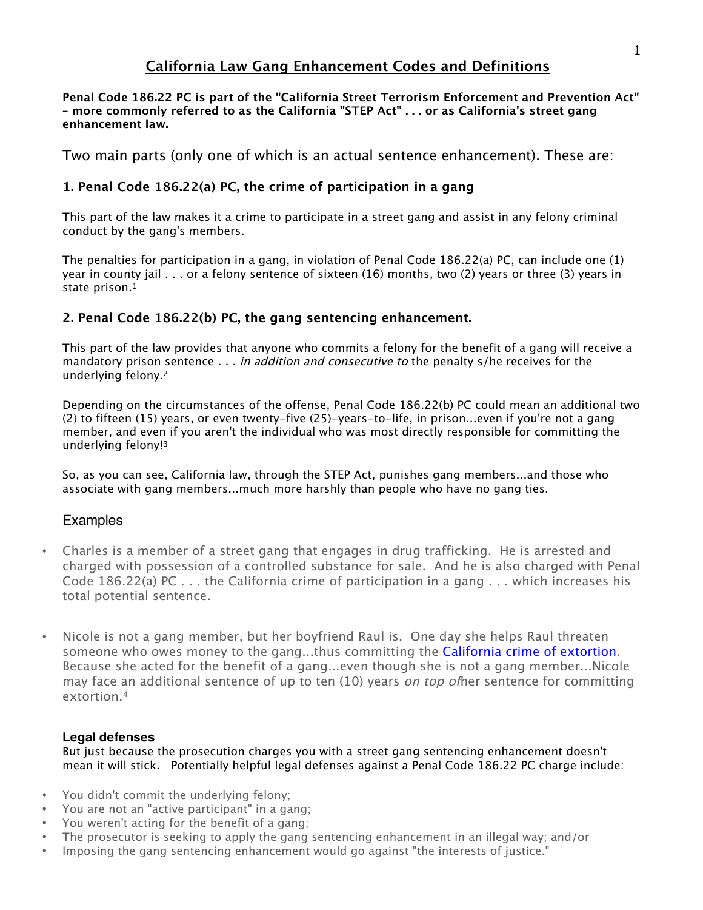# California Law Gang Enhancement Codes and Definitions

**Penal Code 186.22 PC is part of the "California Street Terrorism Enforcement and Prevention Act" – more commonly referred to as the California "STEP Act" . . . or as California's street gang enhancement law.**

Two main parts (only one of which is an actual sentence enhancement). These are:

### 1. Penal Code 186.22(a) PC, the crime of participation in a gang

This part of the law makes it a crime to participate in a street gang and assist in any felony criminal conduct by the gang's members.

The penalties for participation in a gang, in violation of Penal Code 186.22(a) PC, can include one (1) year in county jail . . . or a felony sentence of sixteen (16) months, two (2) years or three (3) years in state prison.[1]

### 2. Penal Code 186.22(b) PC, the gang sentencing enhancement.

This part of the law provides that anyone who commits a felony for the benefit of a gang will receive a mandatory prison sentence . . . *in addition and consecutive to* the penalty s/he receives for the underlying felony.[2]

Depending on the circumstances of the offense, Penal Code 186.22(b) PC could mean an additional two (2) to fifteen (15) years, or even twenty-five (25)-years-to-life, in prison...even if you're not a gang member, and even if you aren't the individual who was most directly responsible for committing the underlying felony![3]

So, as you can see, California law, through the STEP Act, punishes gang members...and those who associate with gang members...much more harshly than people who have no gang ties.

## Examples

- Charles is a member of a street gang that engages in drug trafficking. He is arrested and charged with possession of a controlled substance for sale. And he is also charged with Penal Code 186.22(a) PC . . . the California crime of participation in a gang . . . which increases his total potential sentence.

- Nicole is not a gang member, but her boyfriend Raul is. One day she helps Raul threaten someone who owes money to the gang...thus committing the California crime of extortion. Because she acted for the benefit of a gang...even though she is not a gang member...Nicole may face an additional sentence of up to ten (10) years *on top of* her sentence for committing extortion.[4]

#### Legal defenses

But just because the prosecution charges you with a street gang sentencing enhancement doesn't mean it will stick. Potentially helpful legal defenses against a Penal Code 186.22 PC charge include:

- You didn't commit the underlying felony;
- You are not an "active participant" in a gang;
- You weren't acting for the benefit of a gang;
- The prosecutor is seeking to apply the gang sentencing enhancement in an illegal way; and/or
- Imposing the gang sentencing enhancement would go against "the interests of justice."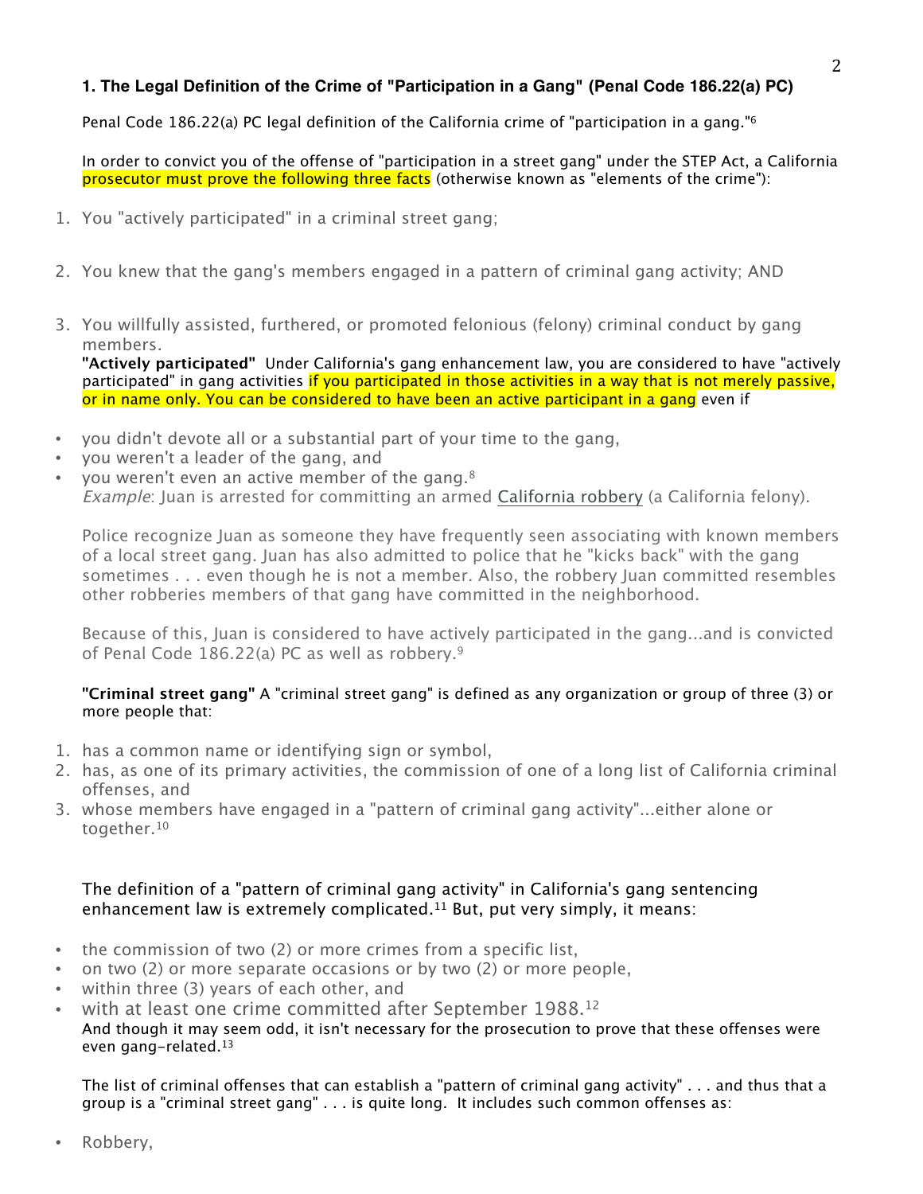### 1. The Legal Definition of the Crime of "Participation in a Gang" (Penal Code 186.22(a) PC)

Penal Code 186.22(a) PC legal definition of the California crime of "participation in a gang."[6]

In order to convict you of the offense of "participation in a street gang" under the STEP Act, a California prosecutor must prove the following three facts (otherwise known as "elements of the crime"):

1. You "actively participated" in a criminal street gang;
2. You knew that the gang's members engaged in a pattern of criminal gang activity; AND
3. You willfully assisted, furthered, or promoted felonious (felony) criminal conduct by gang members.

**"Actively participated"** Under California's gang enhancement law, you are considered to have "actively participated" in gang activities if you participated in those activities in a way that is not merely passive, or in name only. You can be considered to have been an active participant in a gang even if

- you didn't devote all or a substantial part of your time to the gang,
- you weren't a leader of the gang, and
- you weren't even an active member of the gang.[8]

*Example*: Juan is arrested for committing an armed California robbery (a California felony).

Police recognize Juan as someone they have frequently seen associating with known members of a local street gang. Juan has also admitted to police that he "kicks back" with the gang sometimes . . . even though he is not a member. Also, the robbery Juan committed resembles other robberies members of that gang have committed in the neighborhood.

Because of this, Juan is considered to have actively participated in the gang...and is convicted of Penal Code 186.22(a) PC as well as robbery.[9]

**"Criminal street gang"** A "criminal street gang" is defined as any organization or group of three (3) or more people that:

1. has a common name or identifying sign or symbol,
2. has, as one of its primary activities, the commission of one of a long list of California criminal offenses, and
3. whose members have engaged in a "pattern of criminal gang activity"...either alone or together.[10]

The definition of a "pattern of criminal gang activity" in California's gang sentencing enhancement law is extremely complicated.[11] But, put very simply, it means:

- the commission of two (2) or more crimes from a specific list,
- on two (2) or more separate occasions or by two (2) or more people,
- within three (3) years of each other, and
- with at least one crime committed after September 1988.[12]

And though it may seem odd, it isn't necessary for the prosecution to prove that these offenses were even gang-related.[13]

The list of criminal offenses that can establish a "pattern of criminal gang activity" . . . and thus that a group is a "criminal street gang" . . . is quite long. It includes such common offenses as:

- Robbery,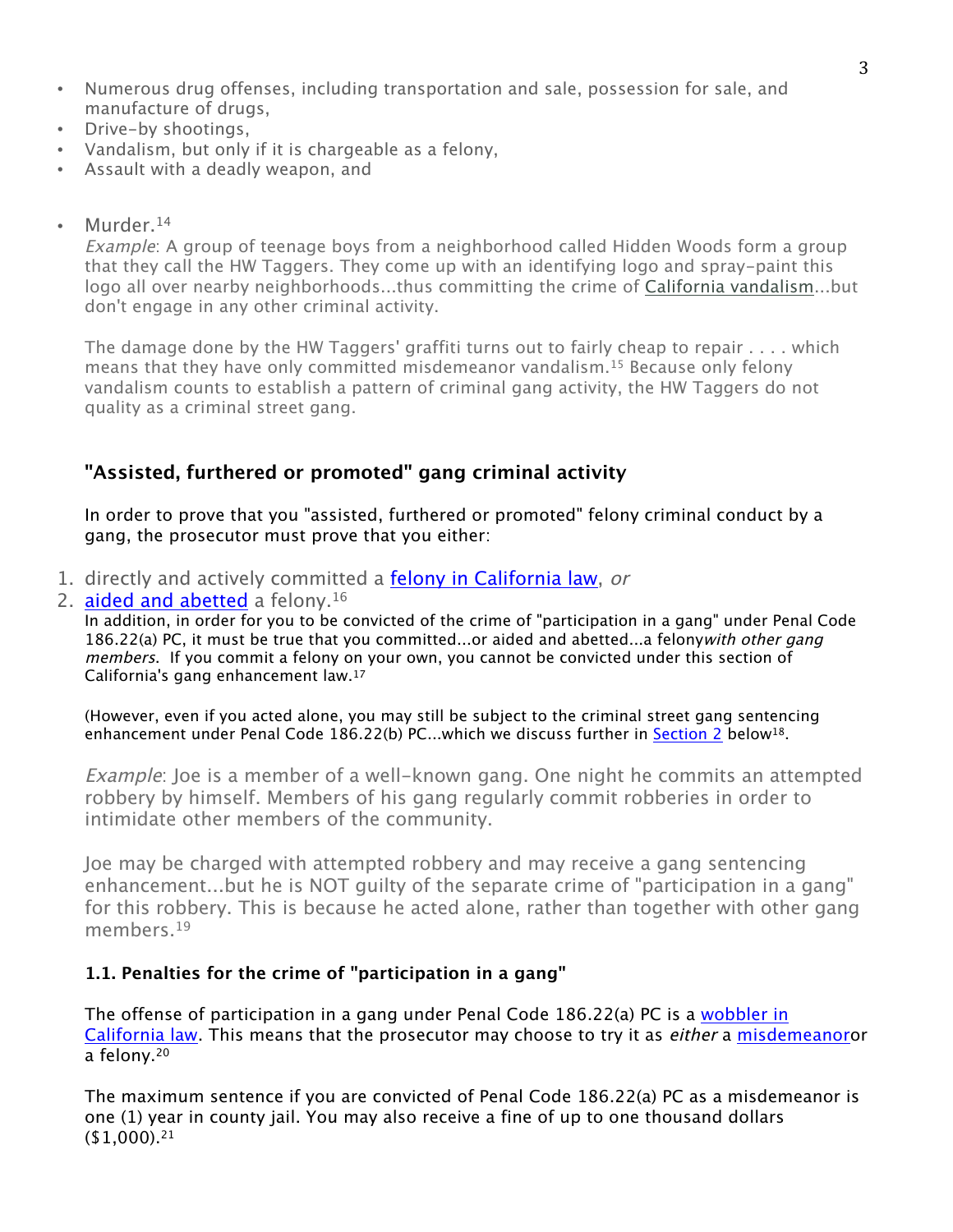- Numerous drug offenses, including transportation and sale, possession for sale, and manufacture of drugs,
- Drive-by shootings,
- Vandalism, but only if it is chargeable as a felony,
- Assault with a deadly weapon, and
- Murder.[14]

  *Example*: A group of teenage boys from a neighborhood called Hidden Woods form a group that they call the HW Taggers. They come up with an identifying logo and spray-paint this logo all over nearby neighborhoods...thus committing the crime of California vandalism...but don't engage in any other criminal activity.

  The damage done by the HW Taggers' graffiti turns out to fairly cheap to repair . . . . which means that they have only committed misdemeanor vandalism.[15] Because only felony vandalism counts to establish a pattern of criminal gang activity, the HW Taggers do not quality as a criminal street gang.

## "Assisted, furthered or promoted" gang criminal activity

In order to prove that you "assisted, furthered or promoted" felony criminal conduct by a gang, the prosecutor must prove that you either:

1. directly and actively committed a [felony in California law](), *or*
2. [aided and abetted]() a felony.[16]

In addition, in order for you to be convicted of the crime of "participation in a gang" under Penal Code 186.22(a) PC, it must be true that you committed...or aided and abetted...a felony *with other gang members*. If you commit a felony on your own, you cannot be convicted under this section of California's gang enhancement law.[17]

(However, even if you acted alone, you may still be subject to the criminal street gang sentencing enhancement under Penal Code 186.22(b) PC...which we discuss further in [Section 2]() below[18].

*Example*: Joe is a member of a well-known gang. One night he commits an attempted robbery by himself. Members of his gang regularly commit robberies in order to intimidate other members of the community.

Joe may be charged with attempted robbery and may receive a gang sentencing enhancement...but he is NOT guilty of the separate crime of "participation in a gang" for this robbery. This is because he acted alone, rather than together with other gang members.[19]

### 1.1. Penalties for the crime of "participation in a gang"

The offense of participation in a gang under Penal Code 186.22(a) PC is a [wobbler in California law](). This means that the prosecutor may choose to try it as *either* a [misdemeanor]() or a felony.[20]

The maximum sentence if you are convicted of Penal Code 186.22(a) PC as a misdemeanor is one (1) year in county jail. You may also receive a fine of up to one thousand dollars ($1,000).[21]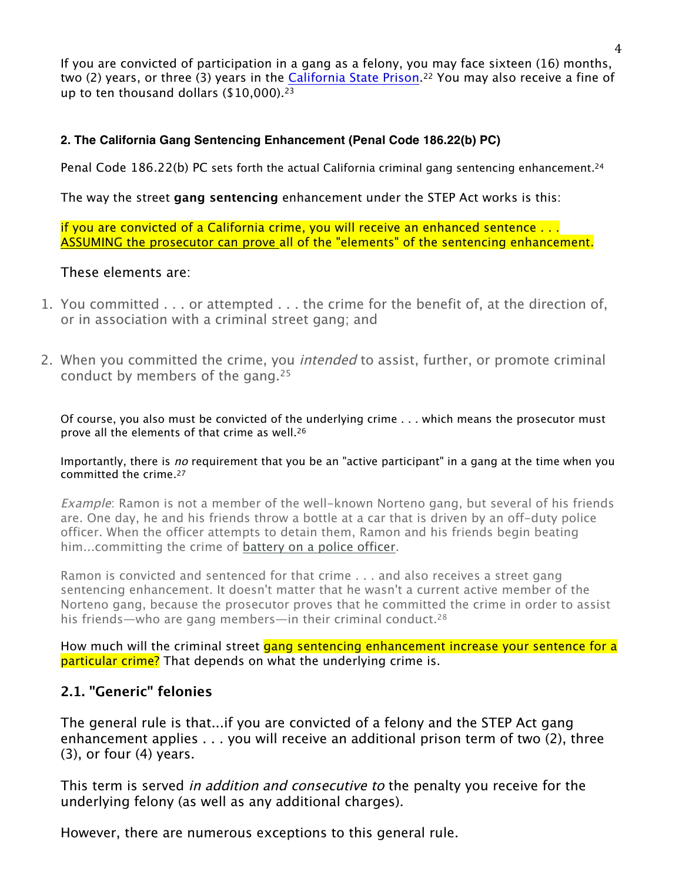If you are convicted of participation in a gang as a felony, you may face sixteen (16) months, two (2) years, or three (3) years in the California State Prison.[22] You may also receive a fine of up to ten thousand dollars ($10,000).[23]

#### 2. The California Gang Sentencing Enhancement (Penal Code 186.22(b) PC)

Penal Code 186.22(b) PC sets forth the actual California criminal gang sentencing enhancement.[24]

The way the street **gang sentencing** enhancement under the STEP Act works is this:

if you are convicted of a California crime, you will receive an enhanced sentence . . . ASSUMING the prosecutor can prove all of the "elements" of the sentencing enhancement.

These elements are:

1. You committed . . . or attempted . . . the crime for the benefit of, at the direction of, or in association with a criminal street gang; and
2. When you committed the crime, you *intended* to assist, further, or promote criminal conduct by members of the gang.[25]

Of course, you also must be convicted of the underlying crime . . . which means the prosecutor must prove all the elements of that crime as well.[26]

Importantly, there is *no* requirement that you be an "active participant" in a gang at the time when you committed the crime.[27]

*Example*: Ramon is not a member of the well-known Norteno gang, but several of his friends are. One day, he and his friends throw a bottle at a car that is driven by an off-duty police officer. When the officer attempts to detain them, Ramon and his friends begin beating him...committing the crime of battery on a police officer.

Ramon is convicted and sentenced for that crime . . . and also receives a street gang sentencing enhancement. It doesn't matter that he wasn't a current active member of the Norteno gang, because the prosecutor proves that he committed the crime in order to assist his friends—who are gang members—in their criminal conduct.[28]

How much will the criminal street gang sentencing enhancement increase your sentence for a particular crime? That depends on what the underlying crime is.

### 2.1. "Generic" felonies

The general rule is that...if you are convicted of a felony and the STEP Act gang enhancement applies . . . you will receive an additional prison term of two (2), three (3), or four (4) years.

This term is served *in addition and consecutive to* the penalty you receive for the underlying felony (as well as any additional charges).

However, there are numerous exceptions to this general rule.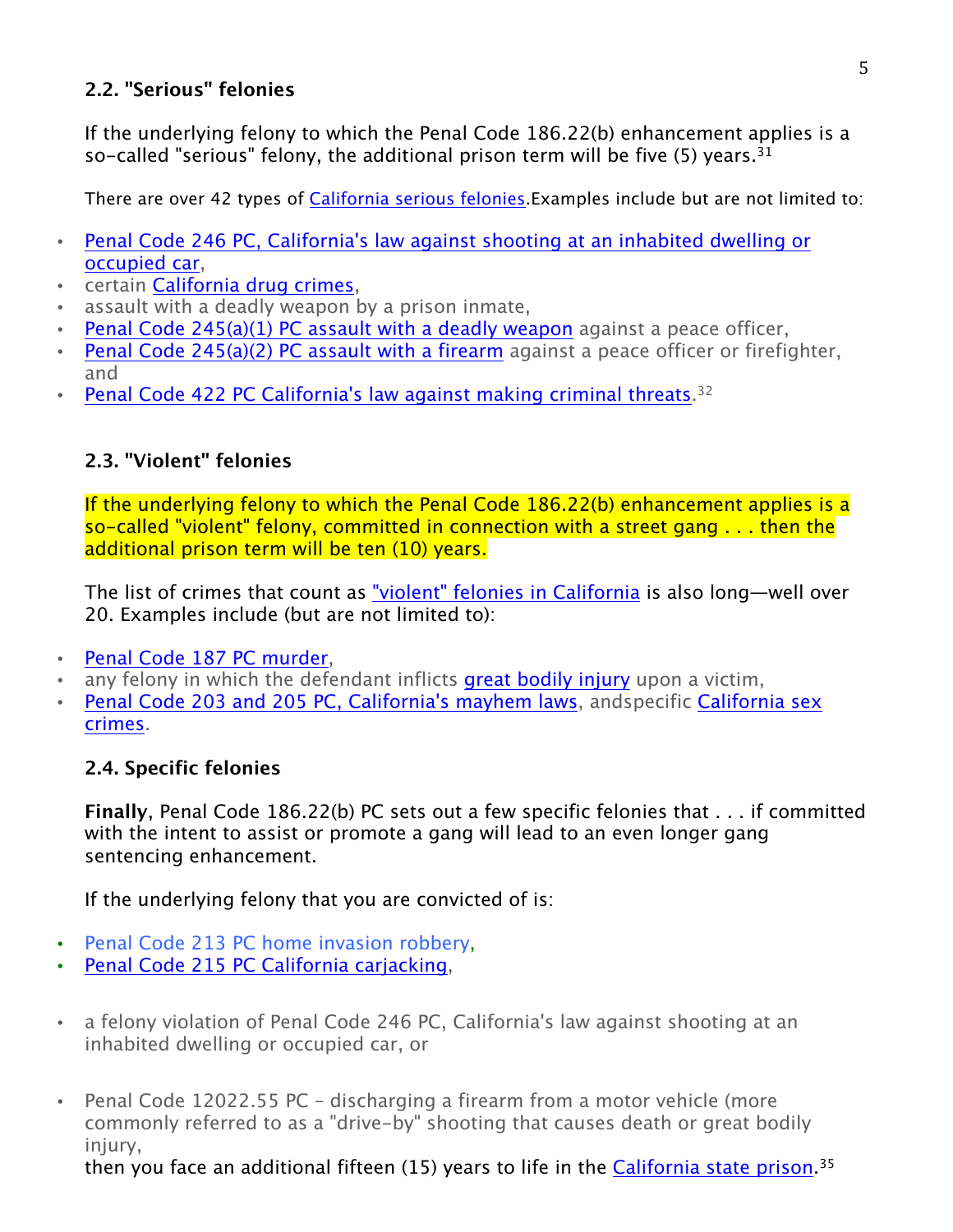### 2.2. "Serious" felonies

If the underlying felony to which the Penal Code 186.22(b) enhancement applies is a so-called "serious" felony, the additional prison term will be five (5) years.[31]

There are over 42 types of California serious felonies.Examples include but are not limited to:

- Penal Code 246 PC, California's law against shooting at an inhabited dwelling or occupied car,
- certain California drug crimes,
- assault with a deadly weapon by a prison inmate,
- Penal Code 245(a)(1) PC assault with a deadly weapon against a peace officer,
- Penal Code 245(a)(2) PC assault with a firearm against a peace officer or firefighter, and
- Penal Code 422 PC California's law against making criminal threats.[32]

### 2.3. "Violent" felonies

If the underlying felony to which the Penal Code 186.22(b) enhancement applies is a so-called "violent" felony, committed in connection with a street gang . . . then the additional prison term will be ten (10) years.

The list of crimes that count as "violent" felonies in California is also long—well over 20. Examples include (but are not limited to):

- Penal Code 187 PC murder,
- any felony in which the defendant inflicts great bodily injury upon a victim,
- Penal Code 203 and 205 PC, California's mayhem laws, andspecific California sex crimes.

### 2.4. Specific felonies

**Finally**, Penal Code 186.22(b) PC sets out a few specific felonies that . . . if committed with the intent to assist or promote a gang will lead to an even longer gang sentencing enhancement.

If the underlying felony that you are convicted of is:

- Penal Code 213 PC home invasion robbery,
- Penal Code 215 PC California carjacking,
- a felony violation of Penal Code 246 PC, California's law against shooting at an inhabited dwelling or occupied car, or
- Penal Code 12022.55 PC – discharging a firearm from a motor vehicle (more commonly referred to as a "drive-by" shooting that causes death or great bodily injury,

then you face an additional fifteen (15) years to life in the California state prison.[35]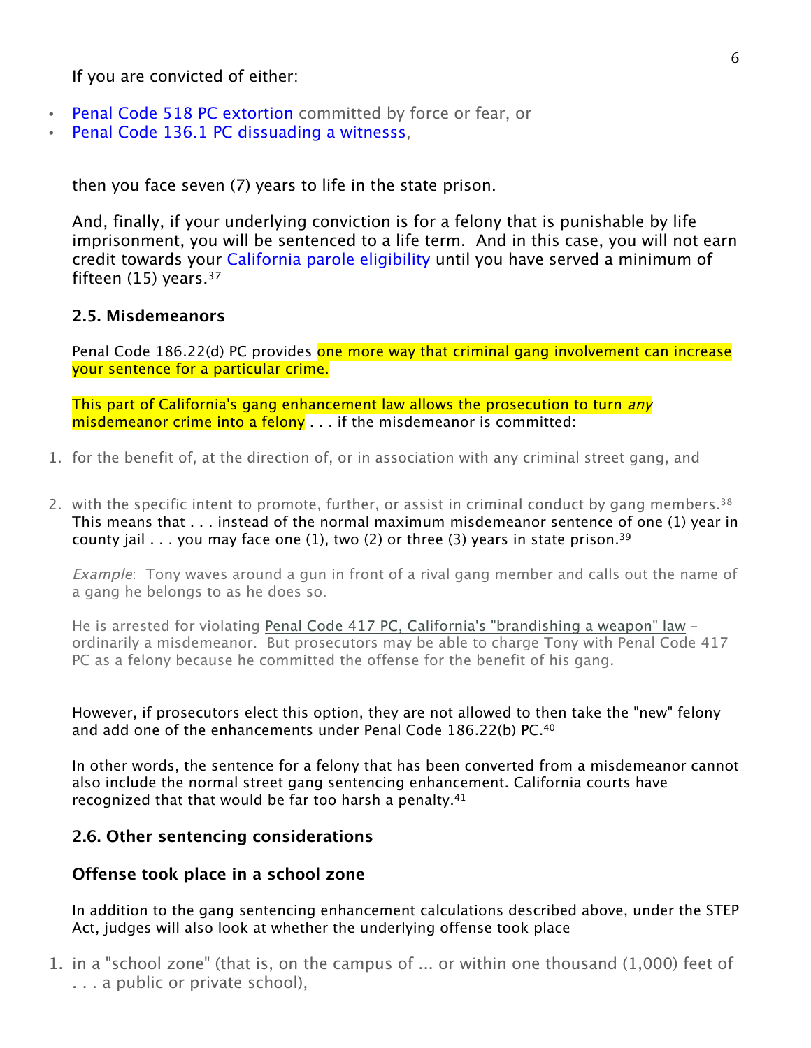If you are convicted of either:

- Penal Code 518 PC extortion committed by force or fear, or
- Penal Code 136.1 PC dissuading a witnesss,

then you face seven (7) years to life in the state prison.

And, finally, if your underlying conviction is for a felony that is punishable by life imprisonment, you will be sentenced to a life term. And in this case, you will not earn credit towards your California parole eligibility until you have served a minimum of fifteen (15) years.[37]

### 2.5. Misdemeanors

Penal Code 186.22(d) PC provides one more way that criminal gang involvement can increase your sentence for a particular crime.

This part of California's gang enhancement law allows the prosecution to turn *any* misdemeanor crime into a felony . . . if the misdemeanor is committed:

1. for the benefit of, at the direction of, or in association with any criminal street gang, and
2. with the specific intent to promote, further, or assist in criminal conduct by gang members.[38]

This means that . . . instead of the normal maximum misdemeanor sentence of one (1) year in county jail . . . you may face one (1), two (2) or three (3) years in state prison.[39]

*Example*: Tony waves around a gun in front of a rival gang member and calls out the name of a gang he belongs to as he does so.

He is arrested for violating Penal Code 417 PC, California's "brandishing a weapon" law – ordinarily a misdemeanor. But prosecutors may be able to charge Tony with Penal Code 417 PC as a felony because he committed the offense for the benefit of his gang.

However, if prosecutors elect this option, they are not allowed to then take the "new" felony and add one of the enhancements under Penal Code 186.22(b) PC.[40]

In other words, the sentence for a felony that has been converted from a misdemeanor cannot also include the normal street gang sentencing enhancement. California courts have recognized that that would be far too harsh a penalty.[41]

### 2.6. Other sentencing considerations

#### Offense took place in a school zone

In addition to the gang sentencing enhancement calculations described above, under the STEP Act, judges will also look at whether the underlying offense took place

1. in a "school zone" (that is, on the campus of ... or within one thousand (1,000) feet of . . . a public or private school),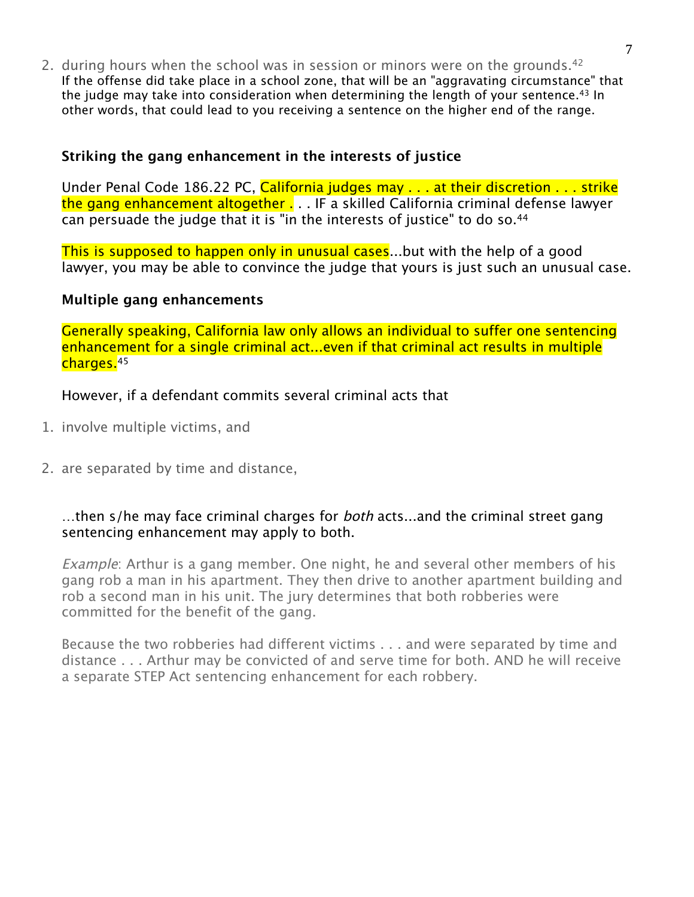2. during hours when the school was in session or minors were on the grounds.[42]

If the offense did take place in a school zone, that will be an "aggravating circumstance" that the judge may take into consideration when determining the length of your sentence.[43] In other words, that could lead to you receiving a sentence on the higher end of the range.

**Striking the gang enhancement in the interests of justice**

Under Penal Code 186.22 PC, California judges may . . . at their discretion . . . strike the gang enhancement altogether . . . IF a skilled California criminal defense lawyer can persuade the judge that it is "in the interests of justice" to do so.[44]

This is supposed to happen only in unusual cases...but with the help of a good lawyer, you may be able to convince the judge that yours is just such an unusual case.

**Multiple gang enhancements**

Generally speaking, California law only allows an individual to suffer one sentencing enhancement for a single criminal act...even if that criminal act results in multiple charges.[45]

However, if a defendant commits several criminal acts that

1. involve multiple victims, and
2. are separated by time and distance,

…then s/he may face criminal charges for *both* acts...and the criminal street gang sentencing enhancement may apply to both.

*Example*: Arthur is a gang member. One night, he and several other members of his gang rob a man in his apartment. They then drive to another apartment building and rob a second man in his unit. The jury determines that both robberies were committed for the benefit of the gang.

Because the two robberies had different victims . . . and were separated by time and distance . . . Arthur may be convicted of and serve time for both. AND he will receive a separate STEP Act sentencing enhancement for each robbery.